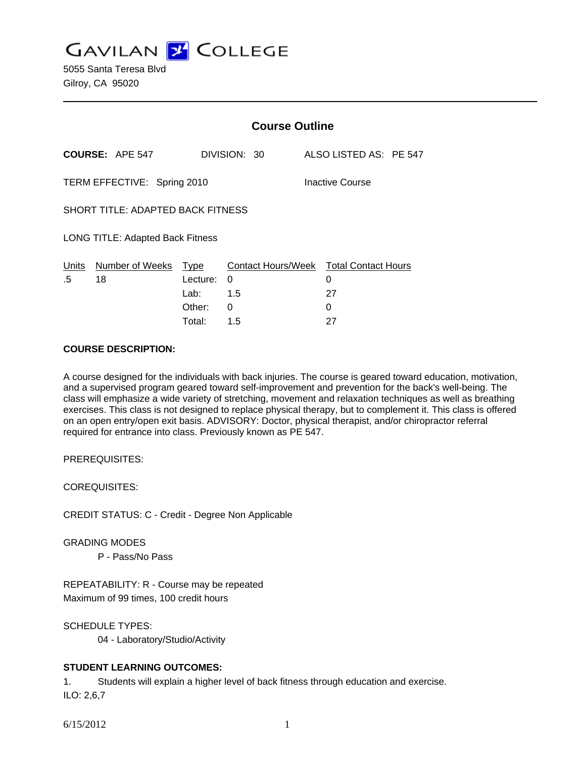# GAVILAN COLLEGE

5055 Santa Teresa Blvd
Gilroy, CA 95020

---

## Course Outline

**COURSE:** APE 547 DIVISION: 30 ALSO LISTED AS: PE 547

TERM EFFECTIVE: Spring 2010 Inactive Course

SHORT TITLE: ADAPTED BACK FITNESS

LONG TITLE: Adapted Back Fitness

| Units | Number of Weeks | Type | Contact Hours/Week | Total Contact Hours |
|---|---|---|---|---|
| .5 | 18 | Lecture: | 0 | 0 |
| | | Lab: | 1.5 | 27 |
| | | Other: | 0 | 0 |
| | | Total: | 1.5 | 27 |

**COURSE DESCRIPTION:**

A course designed for the individuals with back injuries. The course is geared toward education, motivation, and a supervised program geared toward self-improvement and prevention for the back's well-being. The class will emphasize a wide variety of stretching, movement and relaxation techniques as well as breathing exercises. This class is not designed to replace physical therapy, but to complement it. This class is offered on an open entry/open exit basis. ADVISORY: Doctor, physical therapist, and/or chiropractor referral required for entrance into class. Previously known as PE 547.

PREREQUISITES:

COREQUISITES:

CREDIT STATUS: C - Credit - Degree Non Applicable

GRADING MODES

P - Pass/No Pass

REPEATABILITY: R - Course may be repeated
Maximum of 99 times, 100 credit hours

SCHEDULE TYPES:

04 - Laboratory/Studio/Activity

**STUDENT LEARNING OUTCOMES:**

1. Students will explain a higher level of back fitness through education and exercise.
ILO: 2,6,7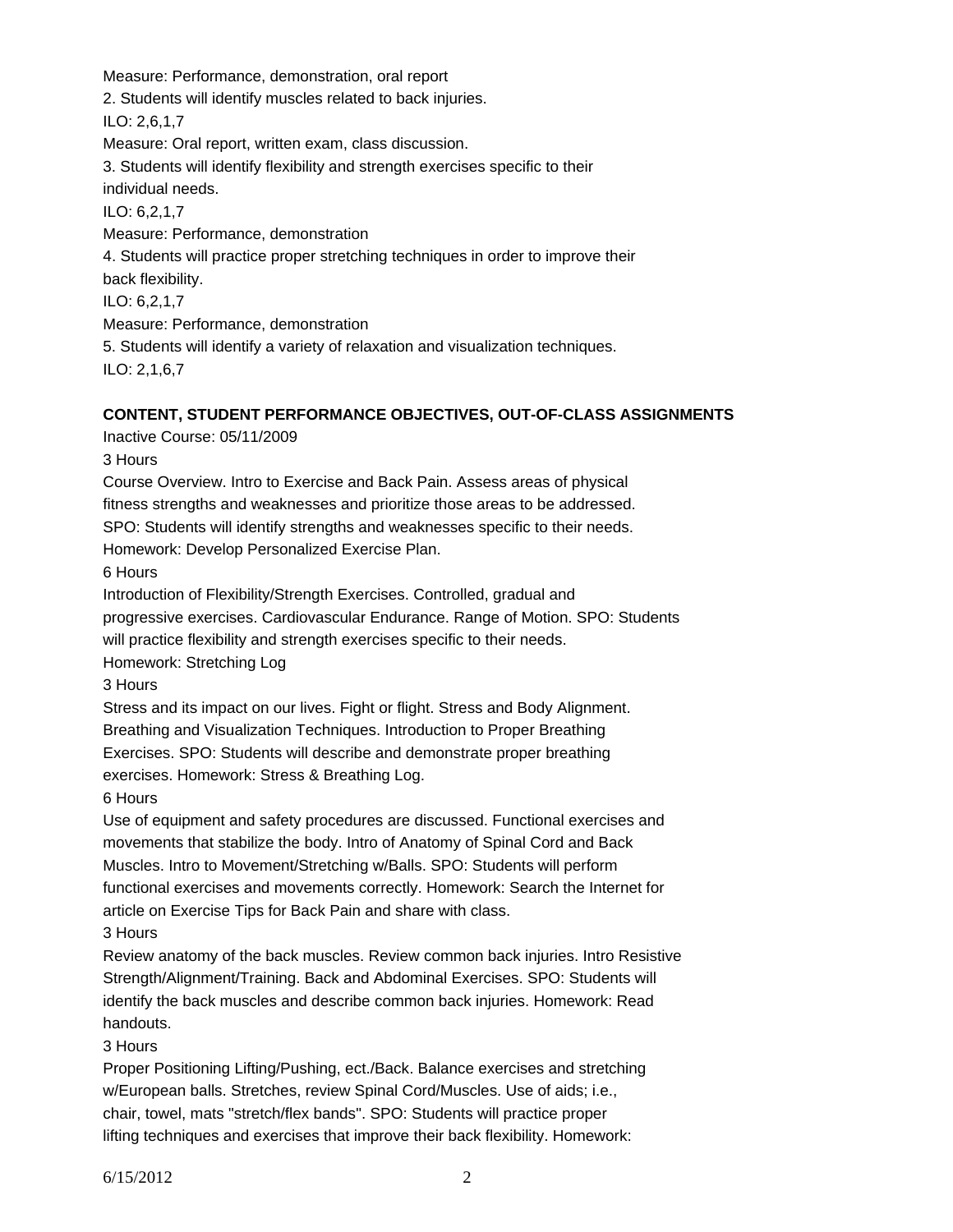Measure: Performance, demonstration, oral report

2. Students will identify muscles related to back injuries.

ILO: 2,6,1,7

Measure: Oral report, written exam, class discussion.

3. Students will identify flexibility and strength exercises specific to their individual needs.

ILO: 6,2,1,7

Measure: Performance, demonstration

4. Students will practice proper stretching techniques in order to improve their back flexibility.

ILO: 6,2,1,7

Measure: Performance, demonstration

5. Students will identify a variety of relaxation and visualization techniques.

ILO: 2,1,6,7

**CONTENT, STUDENT PERFORMANCE OBJECTIVES, OUT-OF-CLASS ASSIGNMENTS**

Inactive Course: 05/11/2009

3 Hours

Course Overview. Intro to Exercise and Back Pain. Assess areas of physical fitness strengths and weaknesses and prioritize those areas to be addressed. SPO: Students will identify strengths and weaknesses specific to their needs. Homework: Develop Personalized Exercise Plan.

6 Hours

Introduction of Flexibility/Strength Exercises. Controlled, gradual and progressive exercises. Cardiovascular Endurance. Range of Motion. SPO: Students will practice flexibility and strength exercises specific to their needs. Homework: Stretching Log

3 Hours

Stress and its impact on our lives. Fight or flight. Stress and Body Alignment. Breathing and Visualization Techniques. Introduction to Proper Breathing Exercises. SPO: Students will describe and demonstrate proper breathing exercises. Homework: Stress & Breathing Log.

6 Hours

Use of equipment and safety procedures are discussed. Functional exercises and movements that stabilize the body. Intro of Anatomy of Spinal Cord and Back Muscles. Intro to Movement/Stretching w/Balls. SPO: Students will perform functional exercises and movements correctly. Homework: Search the Internet for article on Exercise Tips for Back Pain and share with class.

3 Hours

Review anatomy of the back muscles. Review common back injuries. Intro Resistive Strength/Alignment/Training. Back and Abdominal Exercises. SPO: Students will identify the back muscles and describe common back injuries. Homework: Read handouts.

3 Hours

Proper Positioning Lifting/Pushing, ect./Back. Balance exercises and stretching w/European balls. Stretches, review Spinal Cord/Muscles. Use of aids; i.e., chair, towel, mats "stretch/flex bands". SPO: Students will practice proper lifting techniques and exercises that improve their back flexibility. Homework: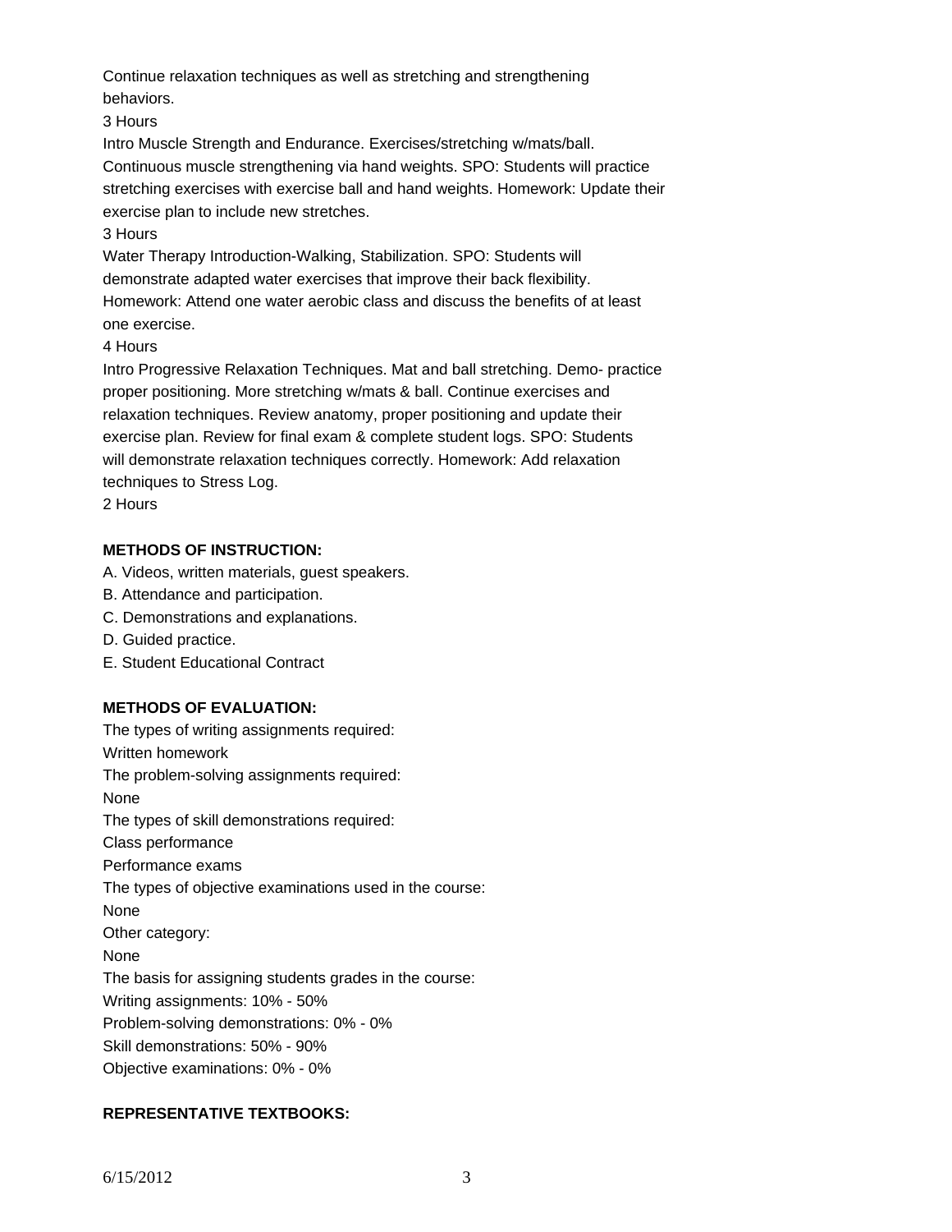Continue relaxation techniques as well as stretching and strengthening behaviors.

3 Hours

Intro Muscle Strength and Endurance. Exercises/stretching w/mats/ball. Continuous muscle strengthening via hand weights. SPO: Students will practice stretching exercises with exercise ball and hand weights. Homework: Update their exercise plan to include new stretches.

3 Hours

Water Therapy Introduction-Walking, Stabilization. SPO: Students will demonstrate adapted water exercises that improve their back flexibility. Homework: Attend one water aerobic class and discuss the benefits of at least one exercise.

4 Hours

Intro Progressive Relaxation Techniques. Mat and ball stretching. Demo- practice proper positioning. More stretching w/mats & ball. Continue exercises and relaxation techniques. Review anatomy, proper positioning and update their exercise plan. Review for final exam & complete student logs. SPO: Students will demonstrate relaxation techniques correctly. Homework: Add relaxation techniques to Stress Log.

2 Hours

**METHODS OF INSTRUCTION:**

A. Videos, written materials, guest speakers.

B. Attendance and participation.

C. Demonstrations and explanations.

D. Guided practice.

E. Student Educational Contract

**METHODS OF EVALUATION:**

The types of writing assignments required:

Written homework

The problem-solving assignments required:

None

The types of skill demonstrations required:

Class performance

Performance exams

The types of objective examinations used in the course:

None

Other category:

None

The basis for assigning students grades in the course:

Writing assignments: 10% - 50%

Problem-solving demonstrations: 0% - 0%

Skill demonstrations: 50% - 90%

Objective examinations: 0% - 0%

**REPRESENTATIVE TEXTBOOKS:**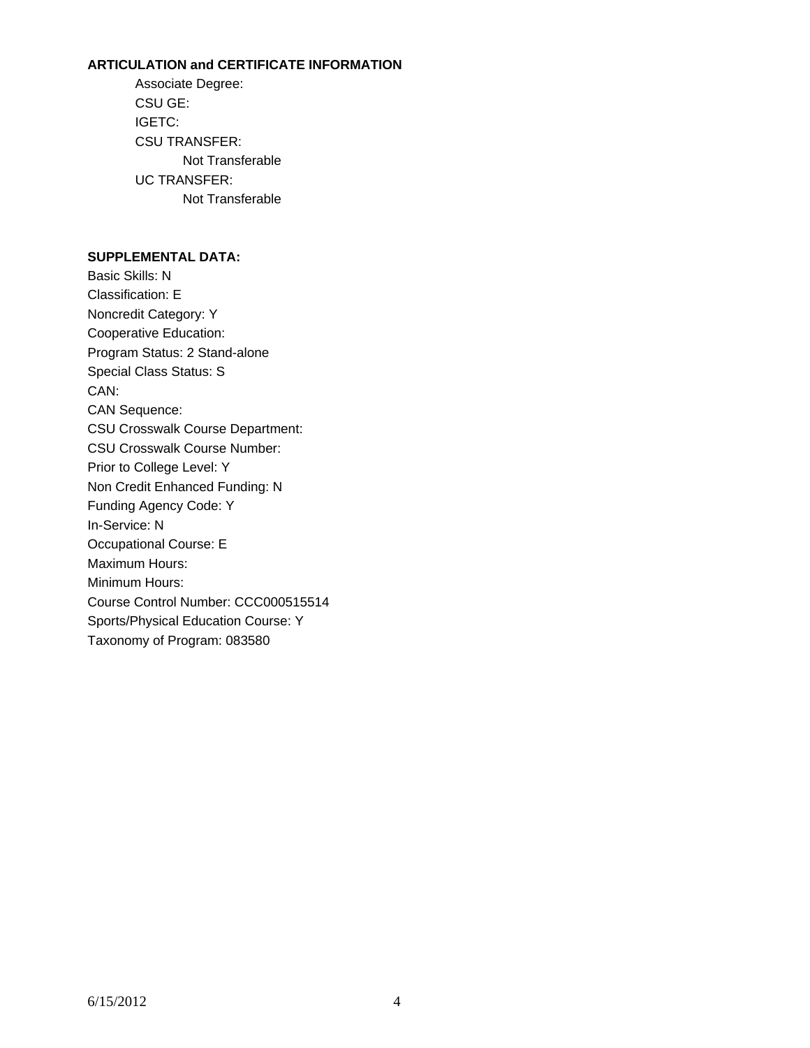**ARTICULATION and CERTIFICATE INFORMATION**

Associate Degree:
CSU GE:
IGETC:
CSU TRANSFER:
Not Transferable
UC TRANSFER:
Not Transferable

**SUPPLEMENTAL DATA:**

Basic Skills: N
Classification: E
Noncredit Category: Y
Cooperative Education:
Program Status: 2 Stand-alone
Special Class Status: S
CAN:
CAN Sequence:
CSU Crosswalk Course Department:
CSU Crosswalk Course Number:
Prior to College Level: Y
Non Credit Enhanced Funding: N
Funding Agency Code: Y
In-Service: N
Occupational Course: E
Maximum Hours:
Minimum Hours:
Course Control Number: CCC000515514
Sports/Physical Education Course: Y
Taxonomy of Program: 083580